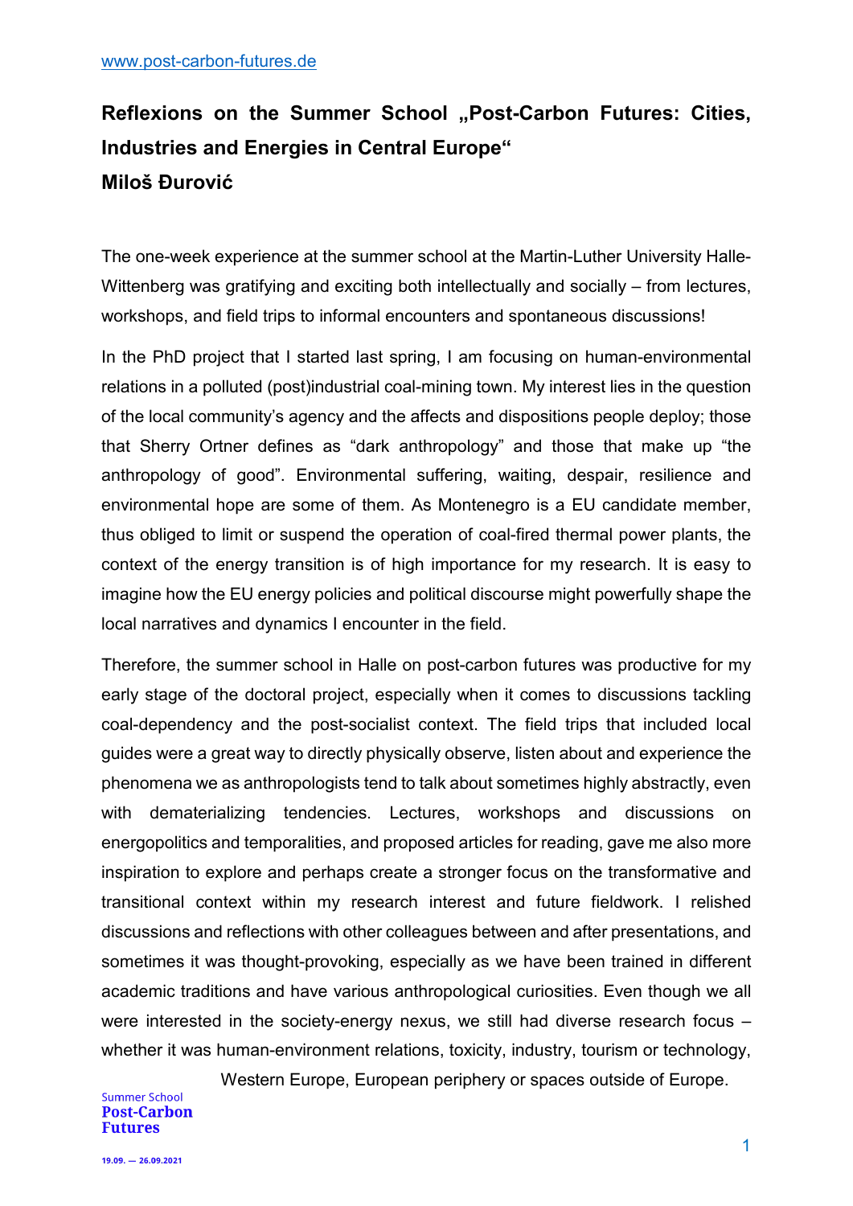www.post-carbon-futures.de

# Reflexions on the Summer School „Post-Carbon Futures: Cities, Industries and Energies in Central Europe“

## Miloš Đurović

The one-week experience at the summer school at the Martin-Luther University Halle-Wittenberg was gratifying and exciting both intellectually and socially – from lectures, workshops, and field trips to informal encounters and spontaneous discussions!

In the PhD project that I started last spring, I am focusing on human-environmental relations in a polluted (post)industrial coal-mining town. My interest lies in the question of the local community's agency and the affects and dispositions people deploy; those that Sherry Ortner defines as “dark anthropology” and those that make up “the anthropology of good”. Environmental suffering, waiting, despair, resilience and environmental hope are some of them. As Montenegro is a EU candidate member, thus obliged to limit or suspend the operation of coal-fired thermal power plants, the context of the energy transition is of high importance for my research. It is easy to imagine how the EU energy policies and political discourse might powerfully shape the local narratives and dynamics I encounter in the field.

Therefore, the summer school in Halle on post-carbon futures was productive for my early stage of the doctoral project, especially when it comes to discussions tackling coal-dependency and the post-socialist context. The field trips that included local guides were a great way to directly physically observe, listen about and experience the phenomena we as anthropologists tend to talk about sometimes highly abstractly, even with dematerializing tendencies. Lectures, workshops and discussions on energopolitics and temporalities, and proposed articles for reading, gave me also more inspiration to explore and perhaps create a stronger focus on the transformative and transitional context within my research interest and future fieldwork. I relished discussions and reflections with other colleagues between and after presentations, and sometimes it was thought-provoking, especially as we have been trained in different academic traditions and have various anthropological curiosities. Even though we all were interested in the society-energy nexus, we still had diverse research focus – whether it was human-environment relations, toxicity, industry, tourism or technology, Western Europe, European periphery or spaces outside of Europe.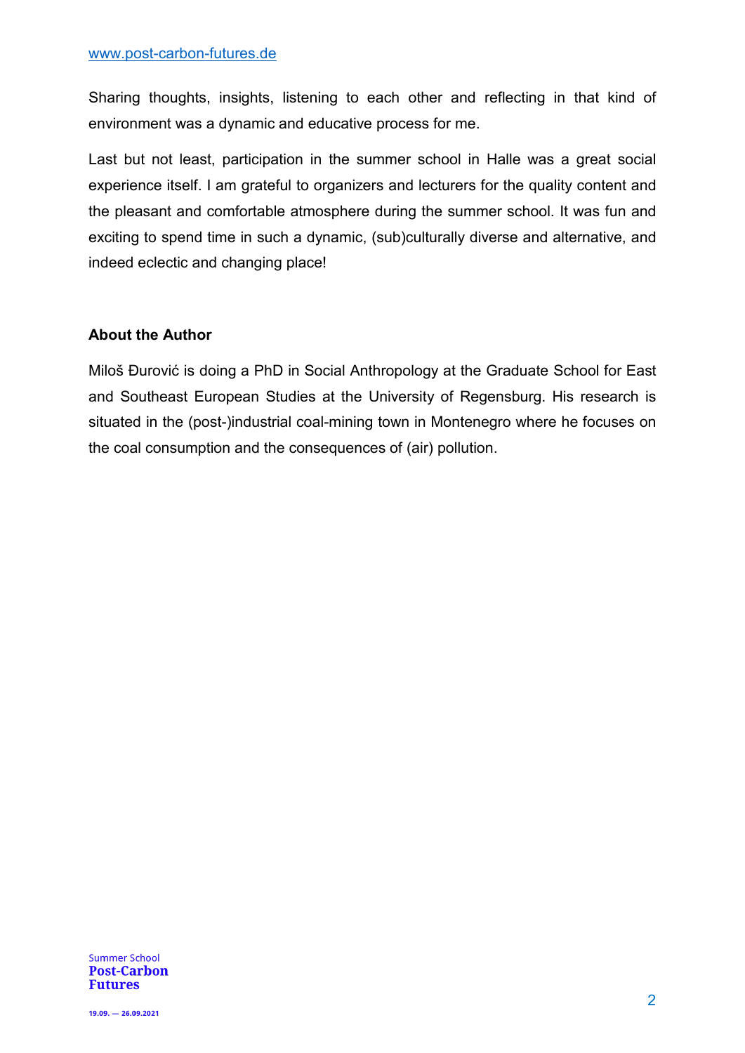Sharing thoughts, insights, listening to each other and reflecting in that kind of environment was a dynamic and educative process for me.

Last but not least, participation in the summer school in Halle was a great social experience itself. I am grateful to organizers and lecturers for the quality content and the pleasant and comfortable atmosphere during the summer school. It was fun and exciting to spend time in such a dynamic, (sub)culturally diverse and alternative, and indeed eclectic and changing place!

**About the Author**

Miloš Đurović is doing a PhD in Social Anthropology at the Graduate School for East and Southeast European Studies at the University of Regensburg. His research is situated in the (post-)industrial coal-mining town in Montenegro where he focuses on the coal consumption and the consequences of (air) pollution.